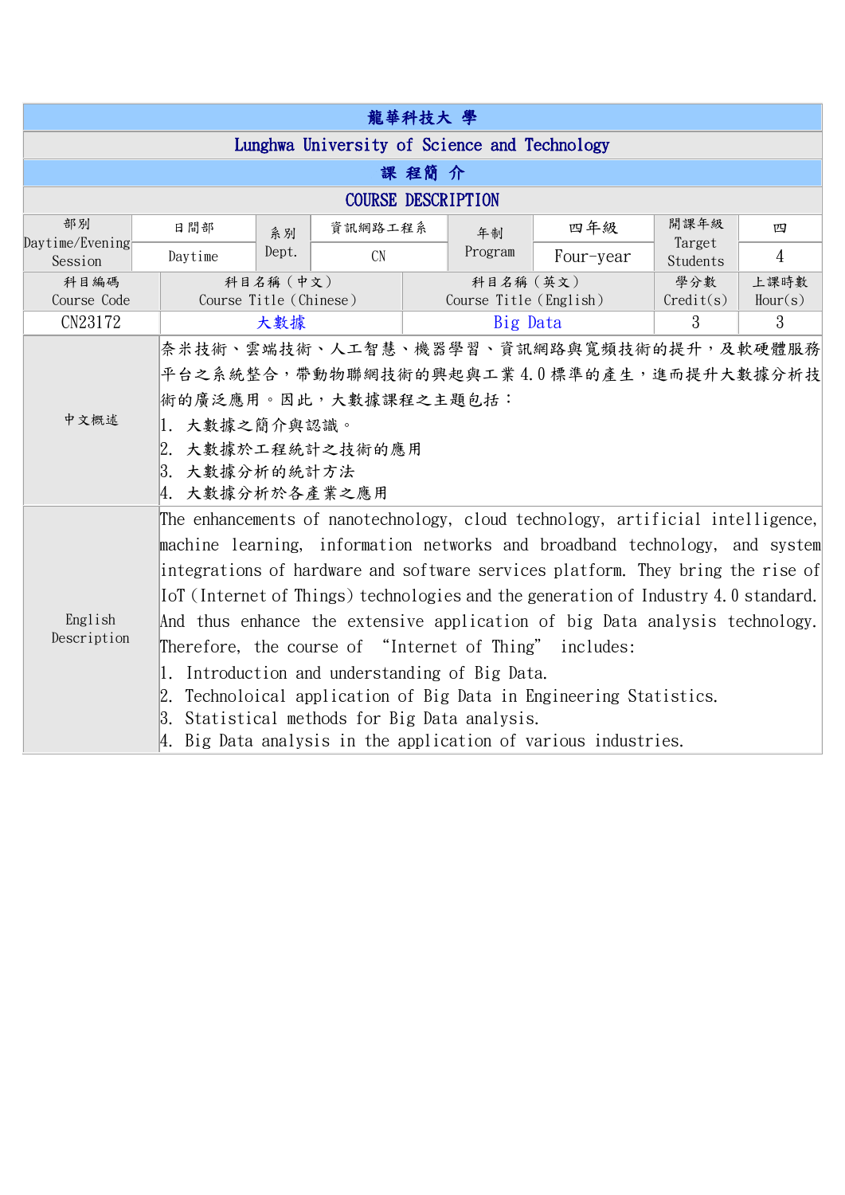| 龍華科技大 學 | | | | | | | | | |
|---|---|---|---|---|---|---|---|---|---|
| Lunghwa University of Science and Technology | | | | | | | | | |
| 課 程簡 介 | | | | | | | | | |
| COURSE DESCRIPTION | | | | | | | | | |
| 部別<br>Daytime/Evening Session | 日間部<br>Daytime | 系別<br>Dept. | 資訊網路工程系<br>CN | | 年制<br>Program | 四年級<br>Four-year | 開課年級<br>Target Students | 四<br>4 | |
| 科目編碼<br>Course Code | 科目名稱（中文）<br>Course Title（Chinese） | | | 科目名稱（英文）<br>Course Title（English） | | | 學分數<br>Credit(s) | 上課時數<br>Hour(s) | |
| CN23172 | 大數據 | | | Big Data | | | 3 | 3 | |
| 中文概述 | 奈米技術、雲端技術、人工智慧、機器學習、資訊網路與寬頻技術的提升，及軟硬體服務平台之系統整合，帶動物聯網技術的興起與工業 4.0 標準的產生，進而提升大數據分析技術的廣泛應用。因此，大數據課程之主題包括：<br>1. 大數據之簡介與認識。<br>2. 大數據於工程統計之技術的應用<br>3. 大數據分析的統計方法<br>4. 大數據分析於各產業之應用 | | | | | | | | |
| English Description | The enhancements of nanotechnology, cloud technology, artificial intelligence, machine learning, information networks and broadband technology, and system integrations of hardware and software services platform. They bring the rise of IoT（Internet of Things）technologies and the generation of Industry 4.0 standard. And thus enhance the extensive application of big Data analysis technology. Therefore, the course of "Internet of Thing" includes:<br>1. Introduction and understanding of Big Data.<br>2. Technoloical application of Big Data in Engineering Statistics.<br>3. Statistical methods for Big Data analysis.<br>4. Big Data analysis in the application of various industries. | | | | | | | | |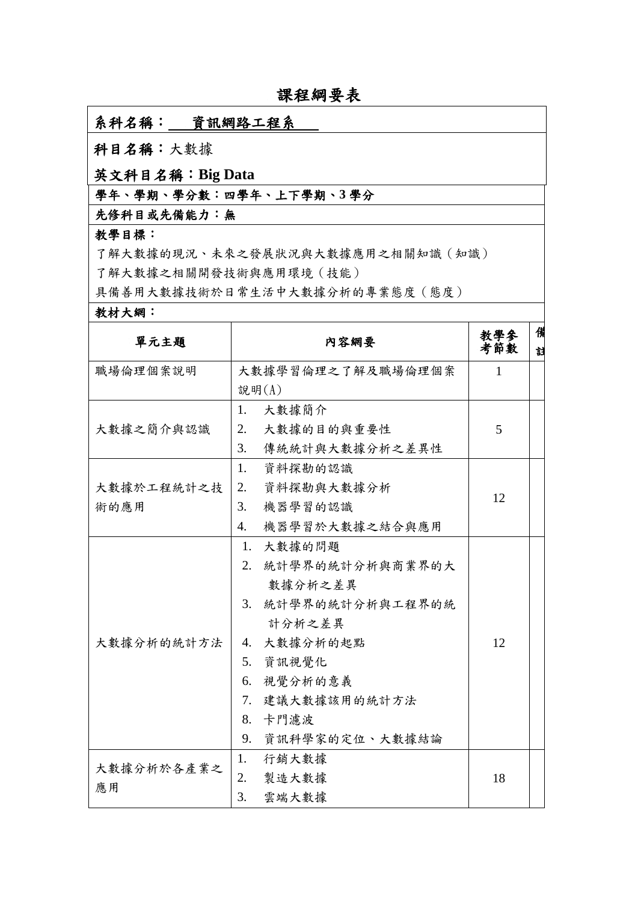# 課程綱要表

**系科名稱：資訊網路工程系**

**科目名稱：**大數據

**英文科目名稱：Big Data**

**學年、學期、學分數：四學年、上下學期、3 學分**

**先修科目或先備能力：無**

**教學目標：**

了解大數據的現況、未來之發展狀況與大數據應用之相關知識（知識）

了解大數據之相關開發技術與應用環境（技能）

具備善用大數據技術於日常生活中大數據分析的專業態度（態度）

**教材大綱：**

| 單元主題 | 內容綱要 | 教學參考節數 | 備註 |
|---|---|---|---|
| 職場倫理個案說明 | 大數據學習倫理之了解及職場倫理個案說明(A) | 1 | |
| 大數據之簡介與認識 | 1. 大數據簡介<br>2. 大數據的目的與重要性<br>3. 傳統統計與大數據分析之差異性 | 5 | |
| 大數據於工程統計之技術的應用 | 1. 資料探勘的認識<br>2. 資料探勘與大數據分析<br>3. 機器學習的認識<br>4. 機器學習於大數據之結合與應用 | 12 | |
| 大數據分析的統計方法 | 1. 大數據的問題<br>2. 統計學界的統計分析與商業界的大數據分析之差異<br>3. 統計學界的統計分析與工程界的統計分析之差異<br>4. 大數據分析的起點<br>5. 資訊視覺化<br>6. 視覺分析的意義<br>7. 建議大數據該用的統計方法<br>8. 卡門濾波<br>9. 資訊科學家的定位、大數據結論 | 12 | |
| 大數據分析於各產業之應用 | 1. 行銷大數據<br>2. 製造大數據<br>3. 雲端大數據 | 18 | |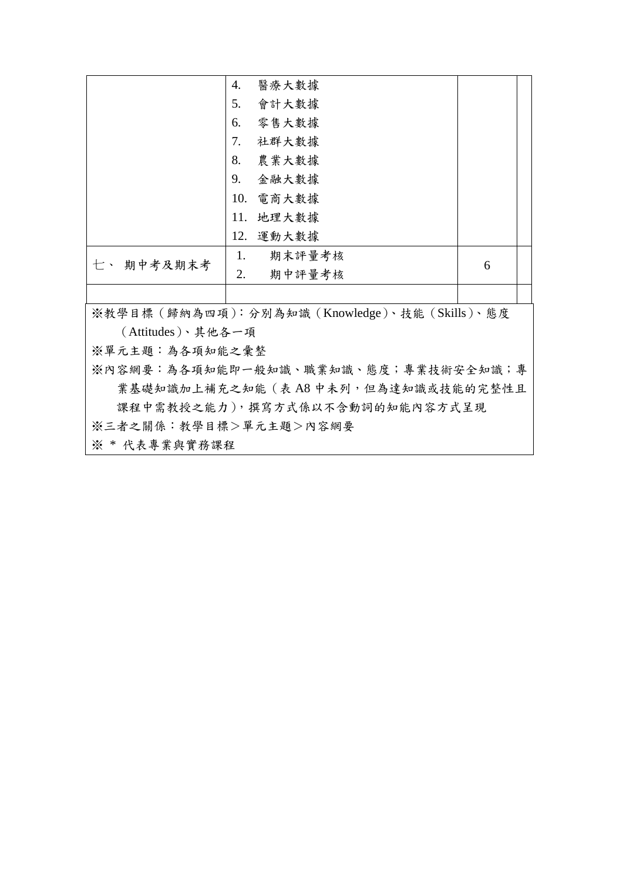| | | | |
|---|---|---|---|
| | 4. 醫療大數據<br>5. 會計大數據<br>6. 零售大數據<br>7. 社群大數據<br>8. 農業大數據<br>9. 金融大數據<br>10. 電商大數據<br>11. 地理大數據<br>12. 運動大數據 | | |
| 七、 期中考及期末考 | 1. 期末評量考核<br>2. 期中評量考核 | 6 | |
| | | | |

※教學目標（歸納為四項）：分別為知識（Knowledge）、技能（Skills）、態度（Attitudes）、其他各一項

※單元主題：為各項知能之彙整

※內容綱要：為各項知能即一般知識、職業知識、態度；專業技術安全知識；專業基礎知識加上補充之知能（表 A8 中未列，但為達知識或技能的完整性且課程中需教授之能力），撰寫方式係以不含動詞的知能內容方式呈現

※三者之關係：教學目標＞單元主題＞內容綱要

※ * 代表專業與實務課程